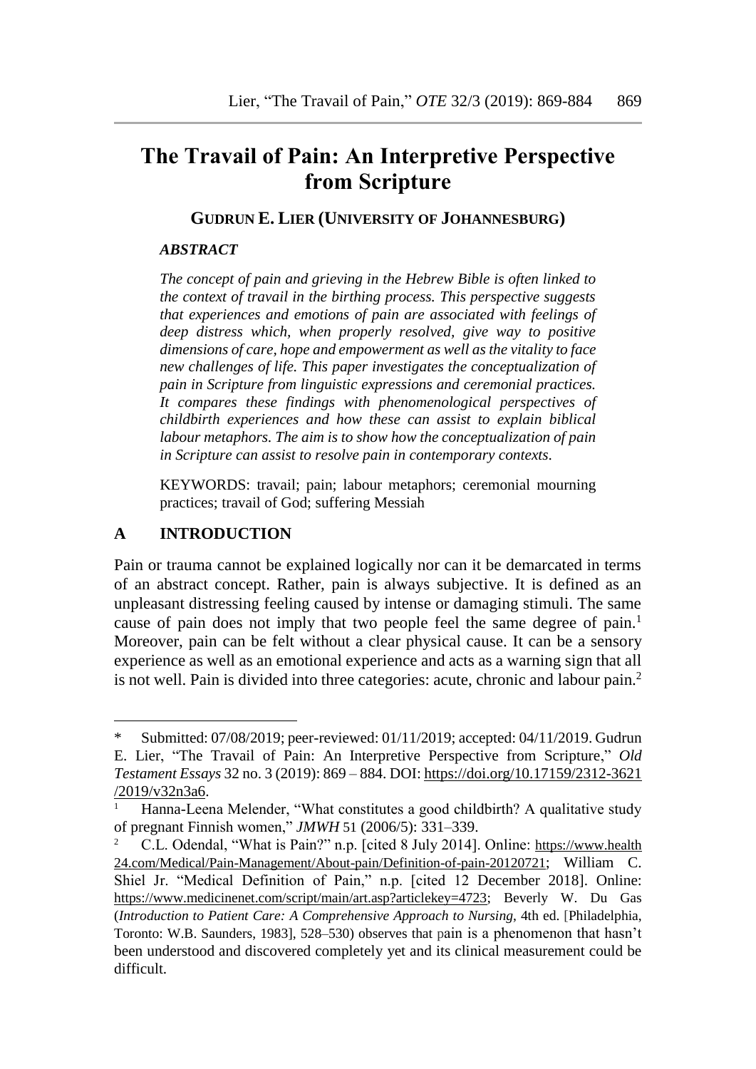# The Travail of Pain: An Interpretive Perspective from Scripture

**GUDRUN E. LIER (UNIVERSITY OF JOHANNESBURG)**

***ABSTRACT***

*The concept of pain and grieving in the Hebrew Bible is often linked to the context of travail in the birthing process. This perspective suggests that experiences and emotions of pain are associated with feelings of deep distress which, when properly resolved, give way to positive dimensions of care, hope and empowerment as well as the vitality to face new challenges of life. This paper investigates the conceptualization of pain in Scripture from linguistic expressions and ceremonial practices. It compares these findings with phenomenological perspectives of childbirth experiences and how these can assist to explain biblical labour metaphors. The aim is to show how the conceptualization of pain in Scripture can assist to resolve pain in contemporary contexts.*

KEYWORDS: travail; pain; labour metaphors; ceremonial mourning practices; travail of God; suffering Messiah

## A INTRODUCTION

Pain or trauma cannot be explained logically nor can it be demarcated in terms of an abstract concept. Rather, pain is always subjective. It is defined as an unpleasant distressing feeling caused by intense or damaging stimuli. The same cause of pain does not imply that two people feel the same degree of pain.[1] Moreover, pain can be felt without a clear physical cause. It can be a sensory experience as well as an emotional experience and acts as a warning sign that all is not well. Pain is divided into three categories: acute, chronic and labour pain.[2]

---

\* Submitted: 07/08/2019; peer-reviewed: 01/11/2019; accepted: 04/11/2019. Gudrun E. Lier, "The Travail of Pain: An Interpretive Perspective from Scripture," *Old Testament Essays* 32 no. 3 (2019): 869 – 884. DOI: https://doi.org/10.17159/2312-3621/2019/v32n3a6.

[1] Hanna-Leena Melender, "What constitutes a good childbirth? A qualitative study of pregnant Finnish women," *JMWH* 51 (2006/5): 331–339.

[2] C.L. Odendal, "What is Pain?" n.p. [cited 8 July 2014]. Online: https://www.health24.com/Medical/Pain-Management/About-pain/Definition-of-pain-20120721; William C. Shiel Jr. "Medical Definition of Pain," n.p. [cited 12 December 2018]. Online: https://www.medicinenet.com/script/main/art.asp?articlekey=4723; Beverly W. Du Gas (*Introduction to Patient Care: A Comprehensive Approach to Nursing*, 4th ed. [Philadelphia, Toronto: W.B. Saunders, 1983], 528–530) observes that pain is a phenomenon that hasn't been understood and discovered completely yet and its clinical measurement could be difficult.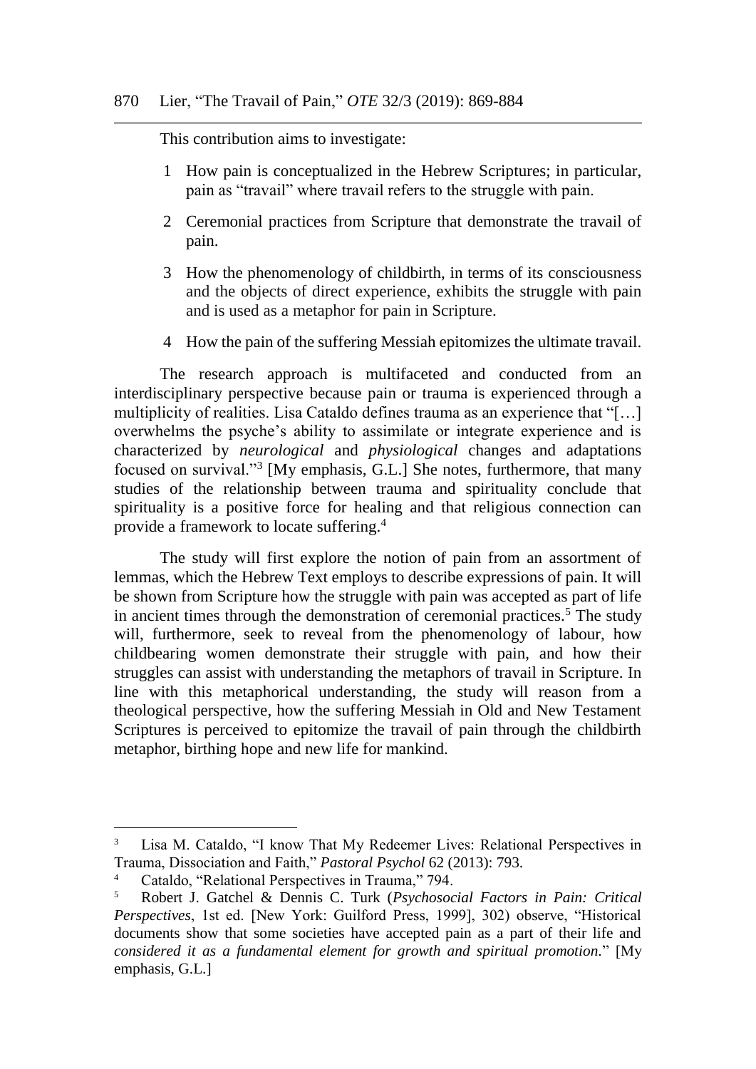This contribution aims to investigate:

1. How pain is conceptualized in the Hebrew Scriptures; in particular, pain as "travail" where travail refers to the struggle with pain.
2. Ceremonial practices from Scripture that demonstrate the travail of pain.
3. How the phenomenology of childbirth, in terms of its consciousness and the objects of direct experience, exhibits the struggle with pain and is used as a metaphor for pain in Scripture.
4. How the pain of the suffering Messiah epitomizes the ultimate travail.

The research approach is multifaceted and conducted from an interdisciplinary perspective because pain or trauma is experienced through a multiplicity of realities. Lisa Cataldo defines trauma as an experience that "[…] overwhelms the psyche's ability to assimilate or integrate experience and is characterized by *neurological* and *physiological* changes and adaptations focused on survival."[3] [My emphasis, G.L.] She notes, furthermore, that many studies of the relationship between trauma and spirituality conclude that spirituality is a positive force for healing and that religious connection can provide a framework to locate suffering.[4]

The study will first explore the notion of pain from an assortment of lemmas, which the Hebrew Text employs to describe expressions of pain. It will be shown from Scripture how the struggle with pain was accepted as part of life in ancient times through the demonstration of ceremonial practices.[5] The study will, furthermore, seek to reveal from the phenomenology of labour, how childbearing women demonstrate their struggle with pain, and how their struggles can assist with understanding the metaphors of travail in Scripture. In line with this metaphorical understanding, the study will reason from a theological perspective, how the suffering Messiah in Old and New Testament Scriptures is perceived to epitomize the travail of pain through the childbirth metaphor, birthing hope and new life for mankind.

---

[3] Lisa M. Cataldo, "I know That My Redeemer Lives: Relational Perspectives in Trauma, Dissociation and Faith," *Pastoral Psychol* 62 (2013): 793.

[4] Cataldo, "Relational Perspectives in Trauma," 794.

[5] Robert J. Gatchel & Dennis C. Turk (*Psychosocial Factors in Pain: Critical Perspectives*, 1st ed. [New York: Guilford Press, 1999], 302) observe, "Historical documents show that some societies have accepted pain as a part of their life and *considered it as a fundamental element for growth and spiritual promotion.*" [My emphasis, G.L.]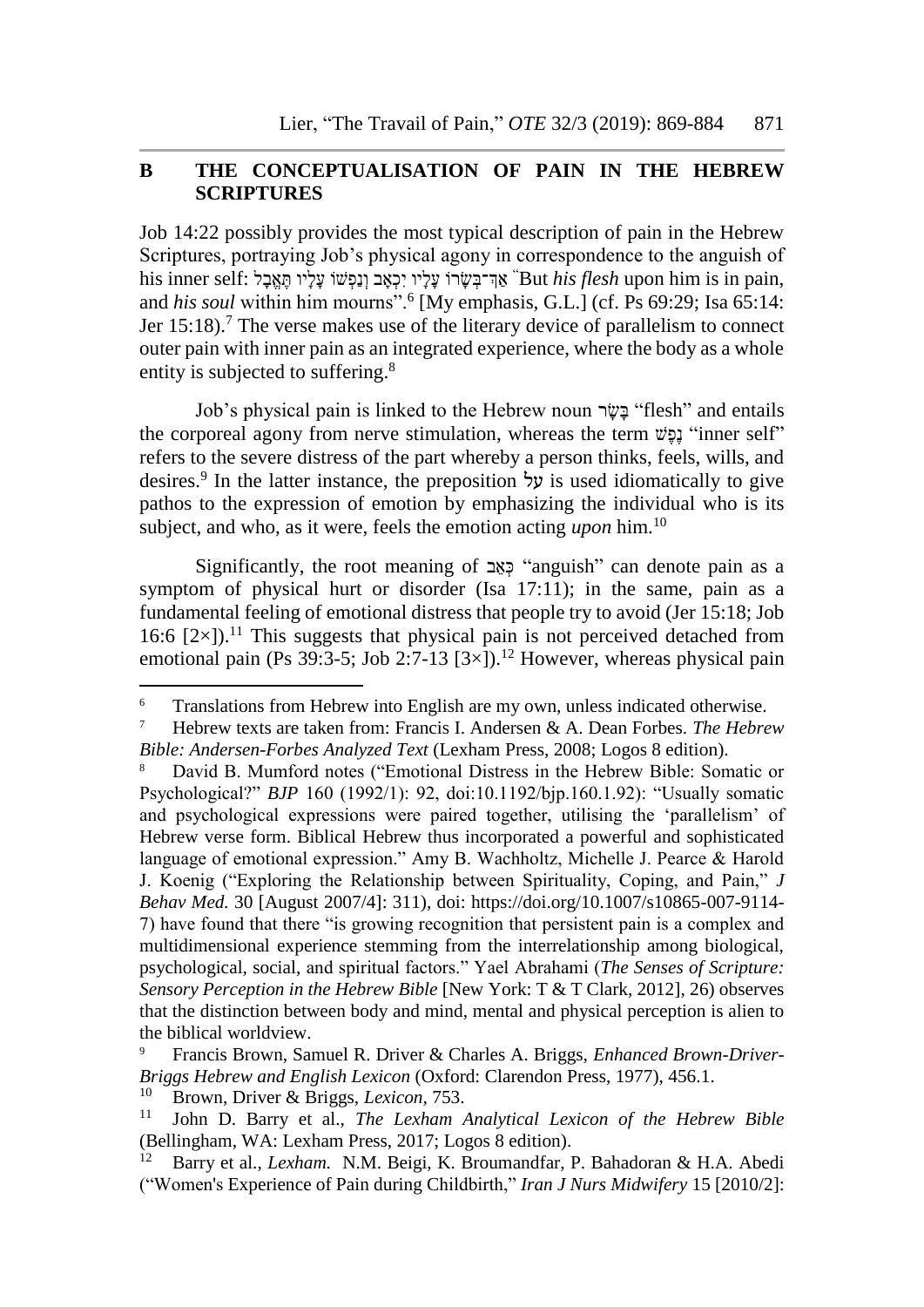## B THE CONCEPTUALISATION OF PAIN IN THE HEBREW SCRIPTURES

Job 14:22 possibly provides the most typical description of pain in the Hebrew Scriptures, portraying Job's physical agony in correspondence to the anguish of his inner self: אַךְ־בְּשָׂרוֹ עָלָיו יִכְאָב וְנַפְשׁוֹ עָלָיו תֶּאֱבָל "But *his flesh* upon him is in pain, and *his soul* within him mourns".[6] [My emphasis, G.L.] (cf. Ps 69:29; Isa 65:14: Jer 15:18).[7] The verse makes use of the literary device of parallelism to connect outer pain with inner pain as an integrated experience, where the body as a whole entity is subjected to suffering.[8]

Job's physical pain is linked to the Hebrew noun בָּשָׂר "flesh" and entails the corporeal agony from nerve stimulation, whereas the term נֶפֶשׁ "inner self" refers to the severe distress of the part whereby a person thinks, feels, wills, and desires.[9] In the latter instance, the preposition על is used idiomatically to give pathos to the expression of emotion by emphasizing the individual who is its subject, and who, as it were, feels the emotion acting *upon* him.[10]

Significantly, the root meaning of כְּאֵב "anguish" can denote pain as a symptom of physical hurt or disorder (Isa 17:11); in the same, pain as a fundamental feeling of emotional distress that people try to avoid (Jer 15:18; Job 16:6 [2×]).[11] This suggests that physical pain is not perceived detached from emotional pain (Ps 39:3-5; Job 2:7-13 [3×]).[12] However, whereas physical pain

---

[6] Translations from Hebrew into English are my own, unless indicated otherwise.

[7] Hebrew texts are taken from: Francis I. Andersen & A. Dean Forbes. *The Hebrew Bible: Andersen-Forbes Analyzed Text* (Lexham Press, 2008; Logos 8 edition).

[8] David B. Mumford notes ("Emotional Distress in the Hebrew Bible: Somatic or Psychological?" *BJP* 160 (1992/1): 92, doi:10.1192/bjp.160.1.92): "Usually somatic and psychological expressions were paired together, utilising the 'parallelism' of Hebrew verse form. Biblical Hebrew thus incorporated a powerful and sophisticated language of emotional expression." Amy B. Wachholtz, Michelle J. Pearce & Harold J. Koenig ("Exploring the Relationship between Spirituality, Coping, and Pain," *J Behav Med.* 30 [August 2007/4]: 311), doi: https://doi.org/10.1007/s10865-007-9114-7) have found that there "is growing recognition that persistent pain is a complex and multidimensional experience stemming from the interrelationship among biological, psychological, social, and spiritual factors." Yael Abrahami (*The Senses of Scripture: Sensory Perception in the Hebrew Bible* [New York: T & T Clark, 2012], 26) observes that the distinction between body and mind, mental and physical perception is alien to the biblical worldview.

[9] Francis Brown, Samuel R. Driver & Charles A. Briggs, *Enhanced Brown-Driver-Briggs Hebrew and English Lexicon* (Oxford: Clarendon Press, 1977), 456.1.

[10] Brown, Driver & Briggs, *Lexicon*, 753.

[11] John D. Barry et al., *The Lexham Analytical Lexicon of the Hebrew Bible* (Bellingham, WA: Lexham Press, 2017; Logos 8 edition).

[12] Barry et al., *Lexham.* N.M. Beigi, K. Broumandfar, P. Bahadoran & H.A. Abedi ("Women's Experience of Pain during Childbirth," *Iran J Nurs Midwifery* 15 [2010/2]: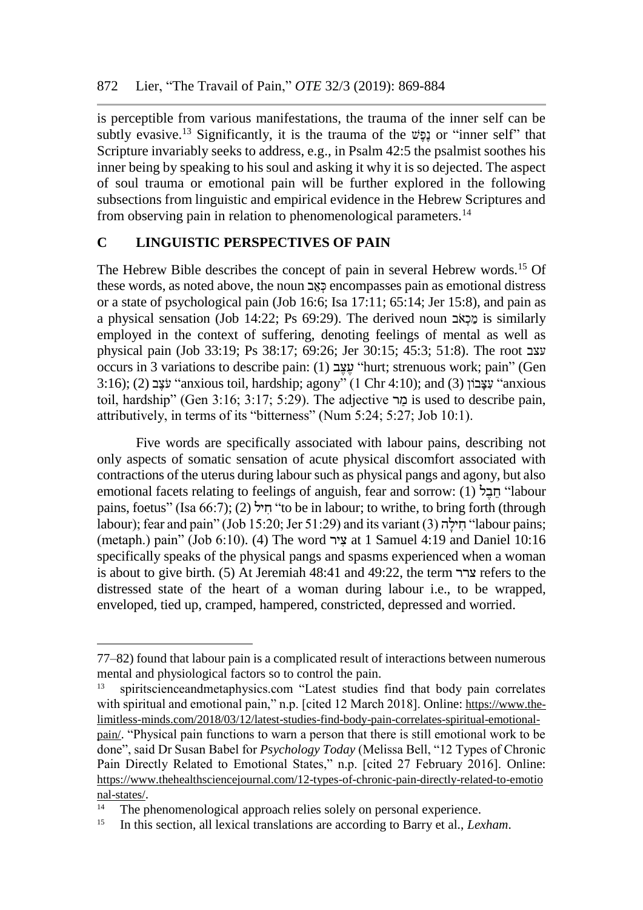is perceptible from various manifestations, the trauma of the inner self can be subtly evasive.[13] Significantly, it is the trauma of the נֶפֶשׁ or "inner self" that Scripture invariably seeks to address, e.g., in Psalm 42:5 the psalmist soothes his inner being by speaking to his soul and asking it why it is so dejected. The aspect of soul trauma or emotional pain will be further explored in the following subsections from linguistic and empirical evidence in the Hebrew Scriptures and from observing pain in relation to phenomenological parameters.[14]

## C LINGUISTIC PERSPECTIVES OF PAIN

The Hebrew Bible describes the concept of pain in several Hebrew words.[15] Of these words, as noted above, the noun כְּאֵב encompasses pain as emotional distress or a state of psychological pain (Job 16:6; Isa 17:11; 65:14; Jer 15:8), and pain as a physical sensation (Job 14:22; Ps 69:29). The derived noun מַכְאֹב is similarly employed in the context of suffering, denoting feelings of mental as well as physical pain (Job 33:19; Ps 38:17; 69:26; Jer 30:15; 45:3; 51:8). The root עצב occurs in 3 variations to describe pain: (1) עֶצֶב "hurt; strenuous work; pain" (Gen 3:16); (2) עֹצֶב "anxious toil, hardship; agony" (1 Chr 4:10); and (3) עִצָּבוֹן "anxious toil, hardship" (Gen 3:16; 3:17; 5:29). The adjective מַר is used to describe pain, attributively, in terms of its "bitterness" (Num 5:24; 5:27; Job 10:1).

Five words are specifically associated with labour pains, describing not only aspects of somatic sensation of acute physical discomfort associated with contractions of the uterus during labour such as physical pangs and agony, but also emotional facets relating to feelings of anguish, fear and sorrow: (1) חֵבֶל "labour pains, foetus" (Isa 66:7); (2) חִיל "to be in labour; to writhe, to bring forth (through labour); fear and pain" (Job 15:20; Jer 51:29) and its variant (3) חִילָה "labour pains; (metaph.) pain" (Job 6:10). (4) The word צִיר at 1 Samuel 4:19 and Daniel 10:16 specifically speaks of the physical pangs and spasms experienced when a woman is about to give birth. (5) At Jeremiah 48:41 and 49:22, the term צרר refers to the distressed state of the heart of a woman during labour i.e., to be wrapped, enveloped, tied up, cramped, hampered, constricted, depressed and worried.

---

77–82) found that labour pain is a complicated result of interactions between numerous mental and physiological factors so to control the pain.

[13] spiritscienceandmetaphysics.com "Latest studies find that body pain correlates with spiritual and emotional pain," n.p. [cited 12 March 2018]. Online: https://www.the-limitless-minds.com/2018/03/12/latest-studies-find-body-pain-correlates-spiritual-emotional-pain/. "Physical pain functions to warn a person that there is still emotional work to be done", said Dr Susan Babel for *Psychology Today* (Melissa Bell, "12 Types of Chronic Pain Directly Related to Emotional States," n.p. [cited 27 February 2016]. Online: https://www.thehealthsciencejournal.com/12-types-of-chronic-pain-directly-related-to-emotional-states/.

[14] The phenomenological approach relies solely on personal experience.

[15] In this section, all lexical translations are according to Barry et al., *Lexham*.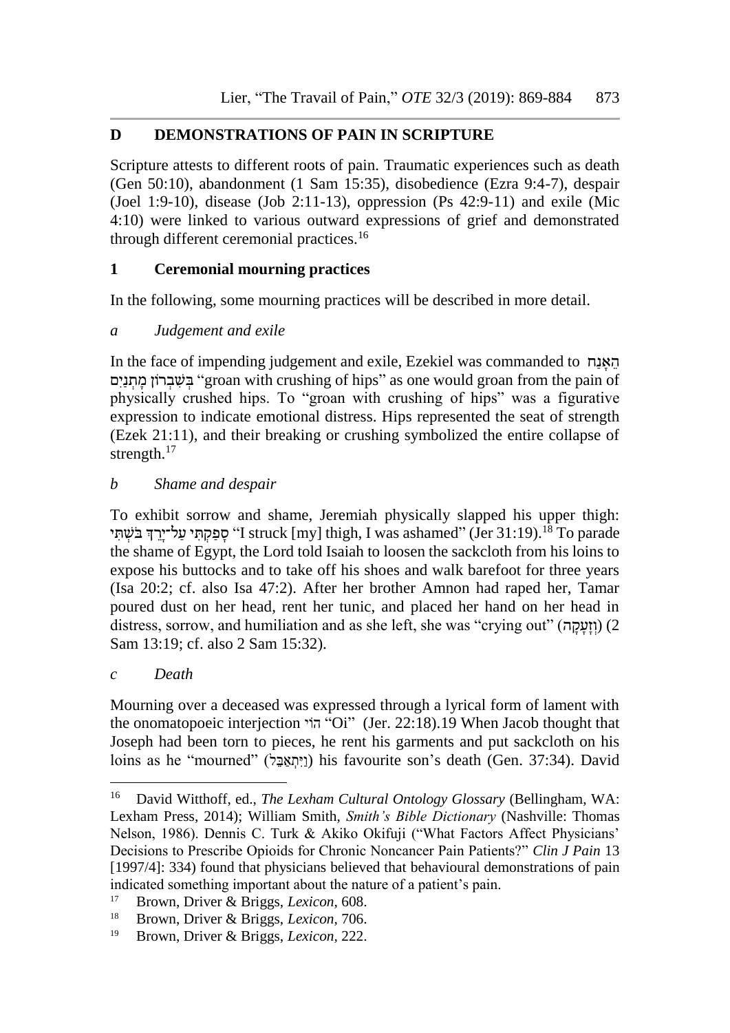## D DEMONSTRATIONS OF PAIN IN SCRIPTURE

Scripture attests to different roots of pain. Traumatic experiences such as death (Gen 50:10), abandonment (1 Sam 15:35), disobedience (Ezra 9:4-7), despair (Joel 1:9-10), disease (Job 2:11-13), oppression (Ps 42:9-11) and exile (Mic 4:10) were linked to various outward expressions of grief and demonstrated through different ceremonial practices.[16]

### 1 Ceremonial mourning practices

In the following, some mourning practices will be described in more detail.

#### *a Judgement and exile*

In the face of impending judgement and exile, Ezekiel was commanded to הֵאָנַח בְּשִׁבְרוֹן מָתְנַיִם "groan with crushing of hips" as one would groan from the pain of physically crushed hips. To "groan with crushing of hips" was a figurative expression to indicate emotional distress. Hips represented the seat of strength (Ezek 21:11), and their breaking or crushing symbolized the entire collapse of strength.[17]

#### *b Shame and despair*

To exhibit sorrow and shame, Jeremiah physically slapped his upper thigh: סָפַקְתִּי עַל־יָרֵךְ בֹּשְׁתִּי "I struck [my] thigh, I was ashamed" (Jer 31:19).[18] To parade the shame of Egypt, the Lord told Isaiah to loosen the sackcloth from his loins to expose his buttocks and to take off his shoes and walk barefoot for three years (Isa 20:2; cf. also Isa 47:2). After her brother Amnon had raped her, Tamar poured dust on her head, rent her tunic, and placed her hand on her head in distress, sorrow, and humiliation and as she left, she was "crying out" (וְזָעָקָה) (2 Sam 13:19; cf. also 2 Sam 15:32).

#### *c Death*

Mourning over a deceased was expressed through a lyrical form of lament with the onomatopoeic interjection הוֹי "Oi" (Jer. 22:18).19 When Jacob thought that Joseph had been torn to pieces, he rent his garments and put sackcloth on his loins as he "mourned" (וַיִּתְאַבֵּל) his favourite son's death (Gen. 37:34). David

---

[16] David Witthoff, ed., *The Lexham Cultural Ontology Glossary* (Bellingham, WA: Lexham Press, 2014); William Smith, *Smith's Bible Dictionary* (Nashville: Thomas Nelson, 1986). Dennis C. Turk & Akiko Okifuji ("What Factors Affect Physicians' Decisions to Prescribe Opioids for Chronic Noncancer Pain Patients?" *Clin J Pain* 13 [1997/4]: 334) found that physicians believed that behavioural demonstrations of pain indicated something important about the nature of a patient's pain.

[17] Brown, Driver & Briggs, *Lexicon*, 608.

[18] Brown, Driver & Briggs, *Lexicon*, 706.

[19] Brown, Driver & Briggs, *Lexicon*, 222.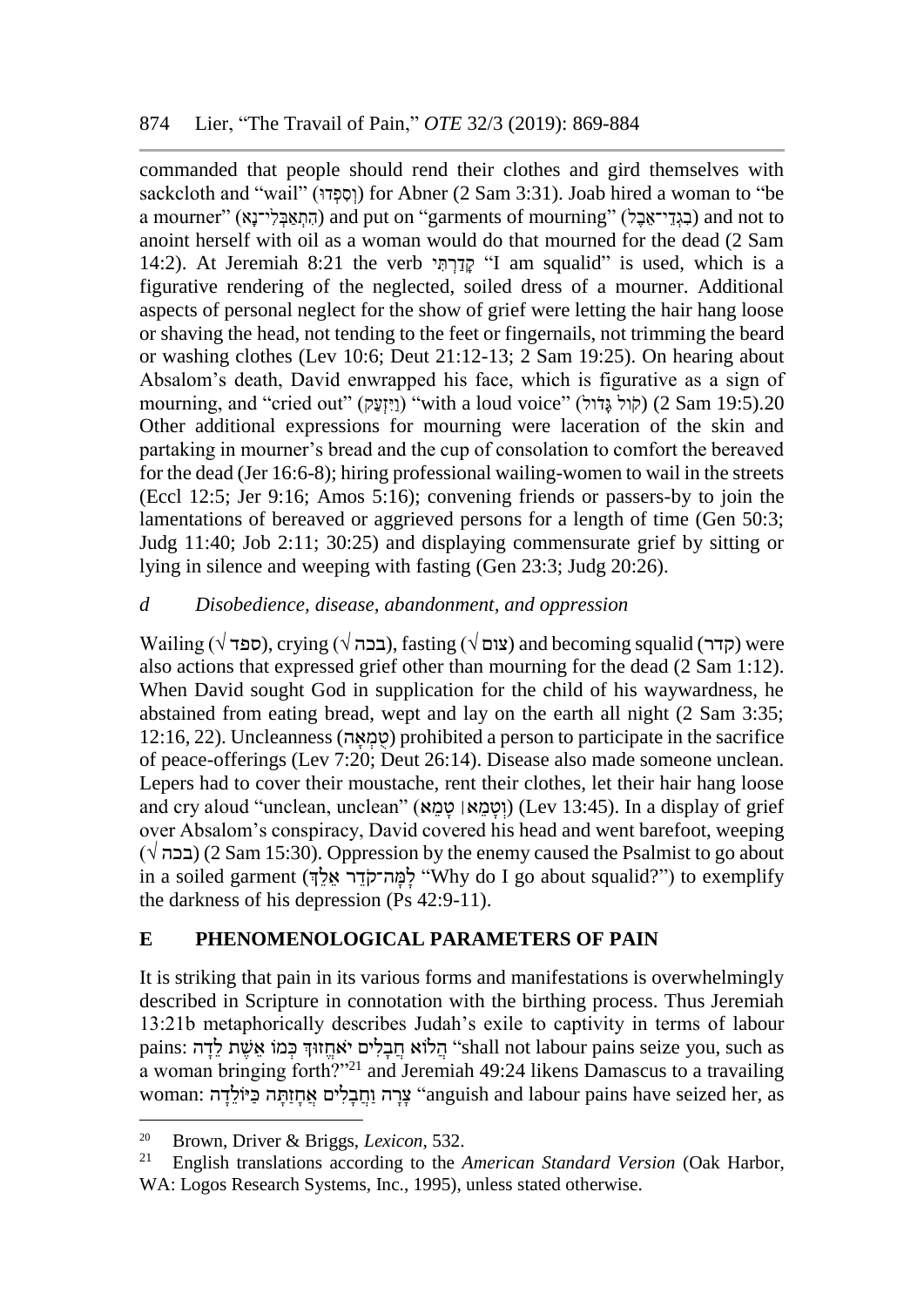commanded that people should rend their clothes and gird themselves with sackcloth and "wail" (וְסִפְדוּ) for Abner (2 Sam 3:31). Joab hired a woman to "be a mourner" (הִתְאַבְּלִי־נָא) and put on "garments of mourning" (בִגְדֵי־אֵבֶל) and not to anoint herself with oil as a woman would do that mourned for the dead (2 Sam 14:2). At Jeremiah 8:21 the verb קָדַרְתִּי "I am squalid" is used, which is a figurative rendering of the neglected, soiled dress of a mourner. Additional aspects of personal neglect for the show of grief were letting the hair hang loose or shaving the head, not tending to the feet or fingernails, not trimming the beard or washing clothes (Lev 10:6; Deut 21:12-13; 2 Sam 19:25). On hearing about Absalom's death, David enwrapped his face, which is figurative as a sign of mourning, and "cried out" (וַיִּזְעַק) "with a loud voice" (קוֹל גָּדוֹל) (2 Sam 19:5).20 Other additional expressions for mourning were laceration of the skin and partaking in mourner's bread and the cup of consolation to comfort the bereaved for the dead (Jer 16:6-8); hiring professional wailing-women to wail in the streets (Eccl 12:5; Jer 9:16; Amos 5:16); convening friends or passers-by to join the lamentations of bereaved or aggrieved persons for a length of time (Gen 50:3; Judg 11:40; Job 2:11; 30:25) and displaying commensurate grief by sitting or lying in silence and weeping with fasting (Gen 23:3; Judg 20:26).

### *d Disobedience, disease, abandonment, and oppression*

Wailing (√ ספד), crying (√ בכה), fasting (√ צום) and becoming squalid (קדר) were also actions that expressed grief other than mourning for the dead (2 Sam 1:12). When David sought God in supplication for the child of his waywardness, he abstained from eating bread, wept and lay on the earth all night (2 Sam 3:35; 12:16, 22). Uncleanness (טֻמְאָה) prohibited a person to participate in the sacrifice of peace-offerings (Lev 7:20; Deut 26:14). Disease also made someone unclean. Lepers had to cover their moustache, rent their clothes, let their hair hang loose and cry aloud "unclean, unclean" (וְטָמֵא ׀ טָמֵא) (Lev 13:45). In a display of grief over Absalom's conspiracy, David covered his head and went barefoot, weeping (√ בכה) (2 Sam 15:30). Oppression by the enemy caused the Psalmist to go about in a soiled garment (לָמָּה־קֹדֵר אֵלֵךְ "Why do I go about squalid?") to exemplify the darkness of his depression (Ps 42:9-11).

## E PHENOMENOLOGICAL PARAMETERS OF PAIN

It is striking that pain in its various forms and manifestations is overwhelmingly described in Scripture in connotation with the birthing process. Thus Jeremiah 13:21b metaphorically describes Judah's exile to captivity in terms of labour pains: הֲלוֹא חֲבָלִים יֹאחֱזוּךְ כְּמוֹ אֵשֶׁת לֵדָה "shall not labour pains seize you, such as a woman bringing forth?"[21] and Jeremiah 49:24 likens Damascus to a travailing woman: צָרָה וַחֲבָלִים אֲחָזַתָּה כַּיּוֹלֵדָה "anguish and labour pains have seized her, as

---

[20] Brown, Driver & Briggs, *Lexicon,* 532.

[21] English translations according to the *American Standard Version* (Oak Harbor, WA: Logos Research Systems, Inc., 1995), unless stated otherwise.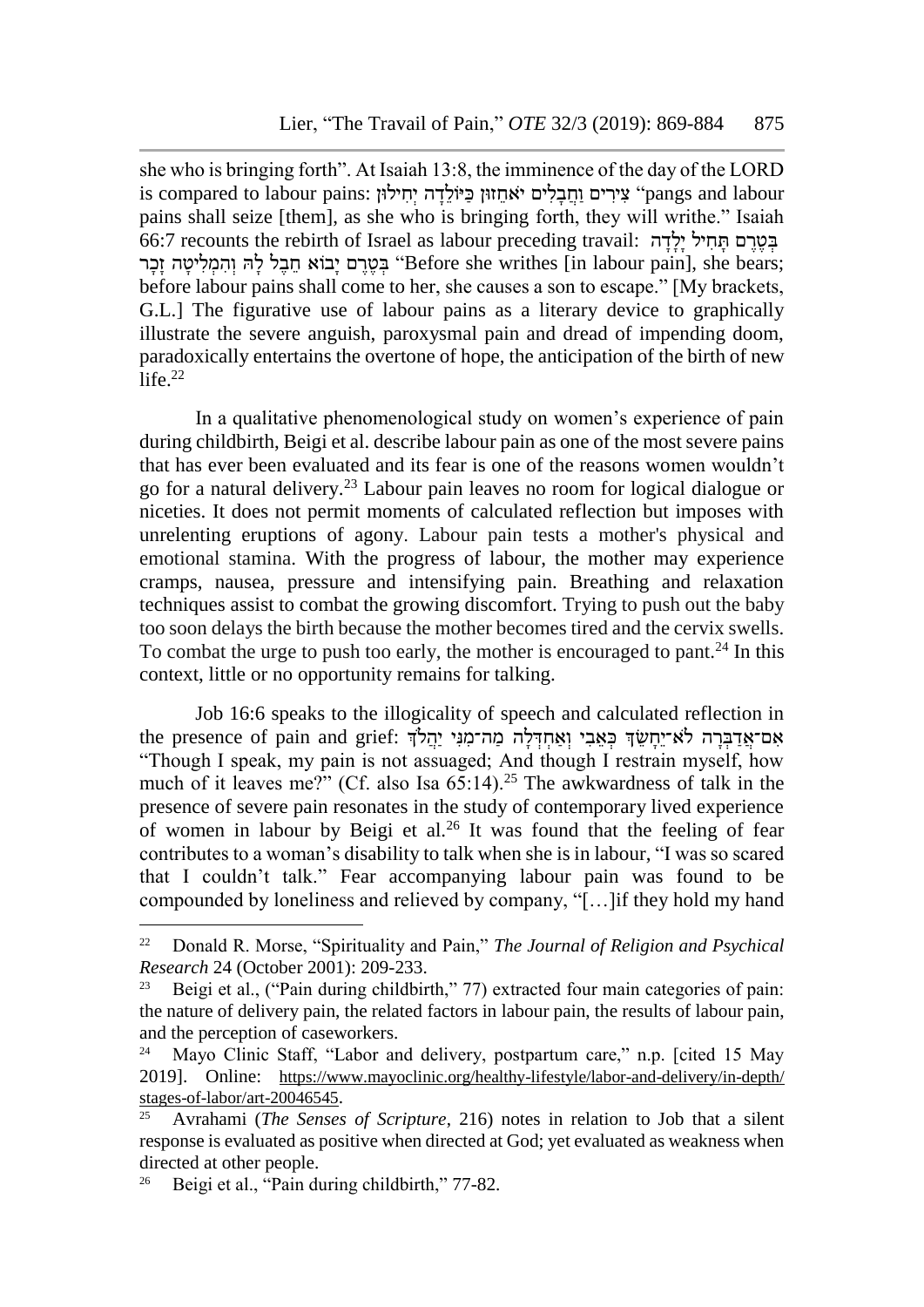she who is bringing forth". At Isaiah 13:8, the imminence of the day of the LORD is compared to labour pains: צִירִים וַחֲבָלִים יֹאחֵזוּן כַּיּוֹלֵדָה יְחִילוּן "pangs and labour pains shall seize [them], as she who is bringing forth, they will writhe." Isaiah 66:7 recounts the rebirth of Israel as labour preceding travail: בְּטֶרֶם תָּחִיל יָלָדָה בְּטֶרֶם יָבוֹא חֵבֶל לָהּ וְהִמְלִיטָה זָכָר "Before she writhes [in labour pain], she bears; before labour pains shall come to her, she causes a son to escape." [My brackets, G.L.] The figurative use of labour pains as a literary device to graphically illustrate the severe anguish, paroxysmal pain and dread of impending doom, paradoxically entertains the overtone of hope, the anticipation of the birth of new life.[22]

In a qualitative phenomenological study on women's experience of pain during childbirth, Beigi et al. describe labour pain as one of the most severe pains that has ever been evaluated and its fear is one of the reasons women wouldn't go for a natural delivery.[23] Labour pain leaves no room for logical dialogue or niceties. It does not permit moments of calculated reflection but imposes with unrelenting eruptions of agony. Labour pain tests a mother's physical and emotional stamina. With the progress of labour, the mother may experience cramps, nausea, pressure and intensifying pain. Breathing and relaxation techniques assist to combat the growing discomfort. Trying to push out the baby too soon delays the birth because the mother becomes tired and the cervix swells. To combat the urge to push too early, the mother is encouraged to pant.[24] In this context, little or no opportunity remains for talking.

Job 16:6 speaks to the illogicality of speech and calculated reflection in the presence of pain and grief: אִם־אֲדַבְּרָה לֹא־יֵחָשֵׂךְ כְּאֵבִי וְאַחְדְּלָה מַה־מִנִּי יַהֲלֹךְ "Though I speak, my pain is not assuaged; And though I restrain myself, how much of it leaves me?" (Cf. also Isa 65:14).[25] The awkwardness of talk in the presence of severe pain resonates in the study of contemporary lived experience of women in labour by Beigi et al.[26] It was found that the feeling of fear contributes to a woman's disability to talk when she is in labour, "I was so scared that I couldn't talk." Fear accompanying labour pain was found to be compounded by loneliness and relieved by company, "[…]if they hold my hand

---

[22] Donald R. Morse, "Spirituality and Pain," *The Journal of Religion and Psychical Research* 24 (October 2001): 209-233.

[23] Beigi et al., ("Pain during childbirth," 77) extracted four main categories of pain: the nature of delivery pain, the related factors in labour pain, the results of labour pain, and the perception of caseworkers.

[24] Mayo Clinic Staff, "Labor and delivery, postpartum care," n.p. [cited 15 May 2019]. Online: https://www.mayoclinic.org/healthy-lifestyle/labor-and-delivery/in-depth/stages-of-labor/art-20046545.

[25] Avrahami (*The Senses of Scripture*, 216) notes in relation to Job that a silent response is evaluated as positive when directed at God; yet evaluated as weakness when directed at other people.

[26] Beigi et al., "Pain during childbirth," 77-82.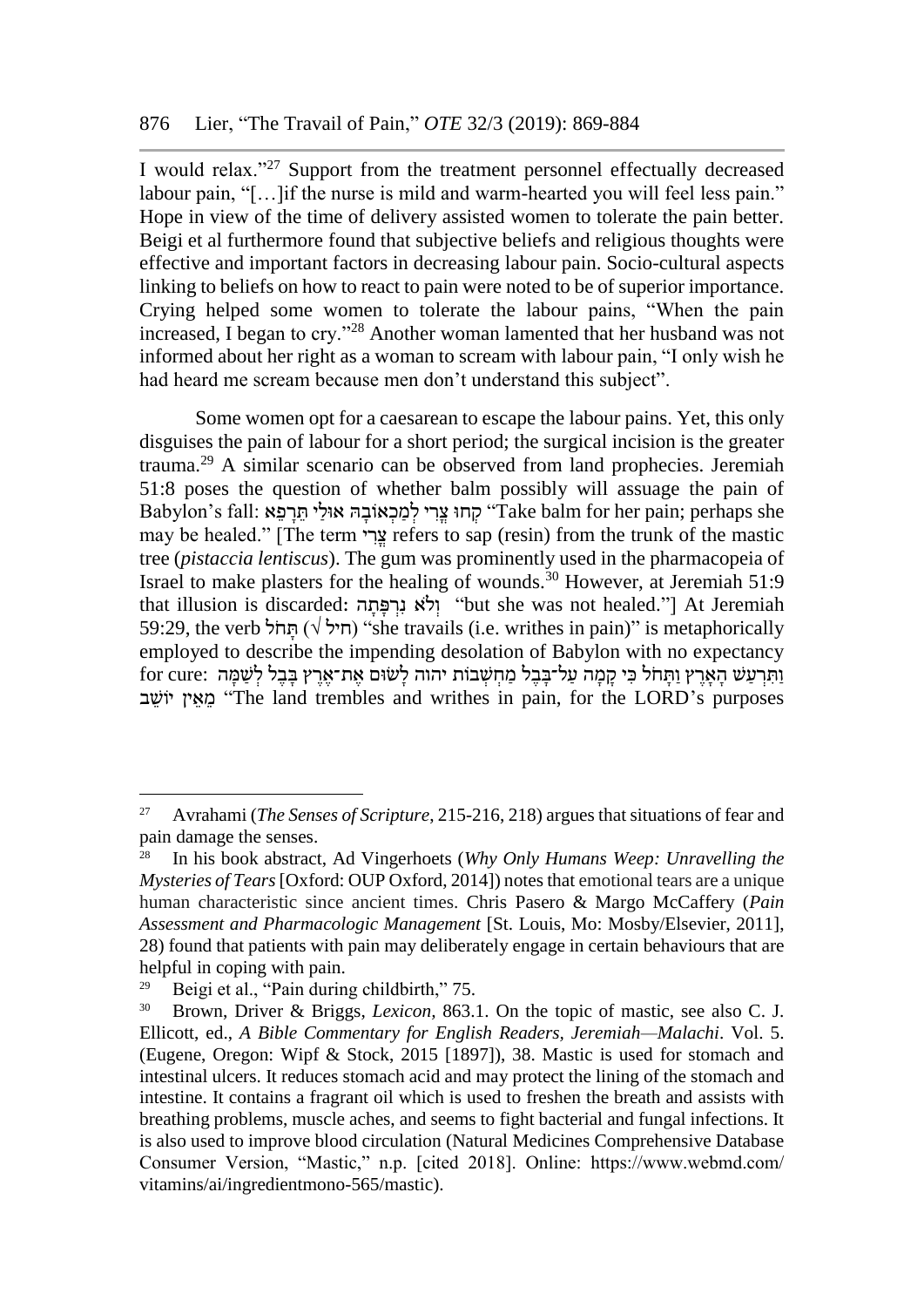I would relax."[27] Support from the treatment personnel effectually decreased labour pain, "[…]if the nurse is mild and warm-hearted you will feel less pain." Hope in view of the time of delivery assisted women to tolerate the pain better. Beigi et al furthermore found that subjective beliefs and religious thoughts were effective and important factors in decreasing labour pain. Socio-cultural aspects linking to beliefs on how to react to pain were noted to be of superior importance. Crying helped some women to tolerate the labour pains, "When the pain increased, I began to cry."[28] Another woman lamented that her husband was not informed about her right as a woman to scream with labour pain, "I only wish he had heard me scream because men don't understand this subject".

Some women opt for a caesarean to escape the labour pains. Yet, this only disguises the pain of labour for a short period; the surgical incision is the greater trauma.[29] A similar scenario can be observed from land prophecies. Jeremiah 51:8 poses the question of whether balm possibly will assuage the pain of Babylon's fall: קְחוּ צֳרִי לְמַכְאוֹבָהּ אוּלַי תֵּרָפֵא "Take balm for her pain; perhaps she may be healed." [The term צֳרִי refers to sap (resin) from the trunk of the mastic tree (*pistaccia lentiscus*). The gum was prominently used in the pharmacopeia of Israel to make plasters for the healing of wounds.[30] However, at Jeremiah 51:9 that illusion is discarded: וְלֹא נִרְפָּתָה "but she was not healed."] At Jeremiah 59:29, the verb תָּחֹל (√ חיל) "she travails (i.e. writhes in pain)" is metaphorically employed to describe the impending desolation of Babylon with no expectancy for cure: וַתִּרְעַשׁ הָאָרֶץ וַתָּחֹל כִּי קָמָה עַל־בָּבֶל מַחְשְׁבוֹת יהוה לָשׂוּם אֶת־אֶרֶץ בָּבֶל לְשַׁמָּה מֵאֵין יוֹשֵׁב "The land trembles and writhes in pain, for the LORD's purposes

---

[27] Avrahami (*The Senses of Scripture*, 215-216, 218) argues that situations of fear and pain damage the senses.

[28] In his book abstract, Ad Vingerhoets (*Why Only Humans Weep: Unravelling the Mysteries of Tears* [Oxford: OUP Oxford, 2014]) notes that emotional tears are a unique human characteristic since ancient times. Chris Pasero & Margo McCaffery (*Pain Assessment and Pharmacologic Management* [St. Louis, Mo: Mosby/Elsevier, 2011], 28) found that patients with pain may deliberately engage in certain behaviours that are helpful in coping with pain.

[29] Beigi et al., "Pain during childbirth," 75.

[30] Brown, Driver & Briggs, *Lexicon*, 863.1. On the topic of mastic, see also C. J. Ellicott, ed., *A Bible Commentary for English Readers, Jeremiah—Malachi*. Vol. 5. (Eugene, Oregon: Wipf & Stock, 2015 [1897]), 38. Mastic is used for stomach and intestinal ulcers. It reduces stomach acid and may protect the lining of the stomach and intestine. It contains a fragrant oil which is used to freshen the breath and assists with breathing problems, muscle aches, and seems to fight bacterial and fungal infections. It is also used to improve blood circulation (Natural Medicines Comprehensive Database Consumer Version, "Mastic," n.p. [cited 2018]. Online: https://www.webmd.com/vitamins/ai/ingredientmono-565/mastic).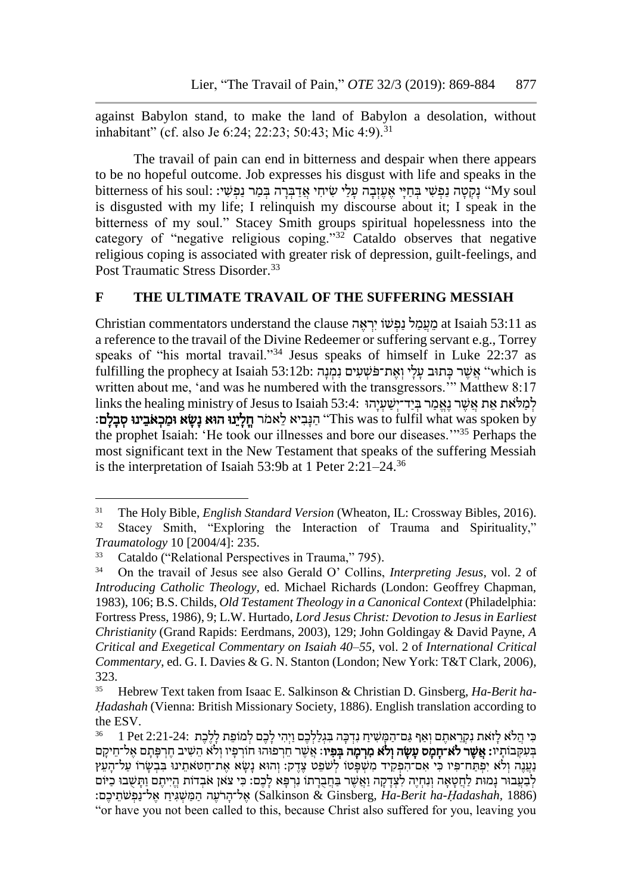against Babylon stand, to make the land of Babylon a desolation, without inhabitant" (cf. also Je 6:24; 22:23; 50:43; Mic 4:9).[31]

The travail of pain can end in bitterness and despair when there appears to be no hopeful outcome. Job expresses his disgust with life and speaks in the bitterness of his soul: נָקְטָה נַפְשִׁי בְּחַיָּי אֶעֶזְבָה עָלַי שִׂיחִי אֲדַבְּרָה בְּמַר נַפְשִׁי׃ "My soul is disgusted with my life; I relinquish my discourse about it; I speak in the bitterness of my soul." Stacey Smith groups spiritual hopelessness into the category of "negative religious coping."[32] Cataldo observes that negative religious coping is associated with greater risk of depression, guilt-feelings, and Post Traumatic Stress Disorder.[33]

## F THE ULTIMATE TRAVAIL OF THE SUFFERING MESSIAH

Christian commentators understand the clause מֵעֲמַל נַפְשׁוֹ יִרְאֶה at Isaiah 53:11 as a reference to the travail of the Divine Redeemer or suffering servant e.g., Torrey speaks of "his mortal travail."[34] Jesus speaks of himself in Luke 22:37 as fulfilling the prophecy at Isaiah 53:12b: אֲשֶׁר כָּתוּב עָלַי וְאֶת־פֹּשְׁעִים נִמְנָה "which is written about me, 'and was he numbered with the transgressors.'" Matthew 8:17 links the healing ministry of Jesus to Isaiah 53:4: לְמַלֹּאת אֵת אֲשֶׁר נֶאֱמַר בְּיַד־יְשַׁעְיָהוּ הַנָּבִיא לֵאמֹר **חֳלָיֵנוּ הוּא נָשָׂא וּמַכְאֹבֵינוּ סְבָלָם׃** "This was to fulfil what was spoken by the prophet Isaiah: 'He took our illnesses and bore our diseases.'"[35] Perhaps the most significant text in the New Testament that speaks of the suffering Messiah is the interpretation of Isaiah 53:9b at 1 Peter 2:21–24.[36]

---

[31] The Holy Bible, *English Standard Version* (Wheaton, IL: Crossway Bibles, 2016).

[32] Stacey Smith, "Exploring the Interaction of Trauma and Spirituality," *Traumatology* 10 [2004/4]: 235.

[33] Cataldo ("Relational Perspectives in Trauma," 795).

[34] On the travail of Jesus see also Gerald O' Collins, *Interpreting Jesus*, vol. 2 of *Introducing Catholic Theology*, ed. Michael Richards (London: Geoffrey Chapman, 1983), 106; B.S. Childs, *Old Testament Theology in a Canonical Context* (Philadelphia: Fortress Press, 1986), 9; L.W. Hurtado, *Lord Jesus Christ: Devotion to Jesus in Earliest Christianity* (Grand Rapids: Eerdmans, 2003), 129; John Goldingay & David Payne, *A Critical and Exegetical Commentary on Isaiah 40–55*, vol. 2 of *International Critical Commentary*, ed. G. I. Davies & G. N. Stanton (London; New York: T&T Clark, 2006), 323.

[35] Hebrew Text taken from Isaac E. Salkinson & Christian D. Ginsberg, *Ha-Berit ha-Ḥadashah* (Vienna: British Missionary Society, 1886). English translation according to the ESV.

[36] 1 Pet 2:21-24: כִּי הֲלֹא לְזֹאת נִקְרֵאתֶם וְאַף גַּם־הַמָּשִׁיחַ נִדְכָּה בְּגִלַלְכֶם וַיְהִי לָכֶם לְמוֹפֵת לָלֶכֶת בְּעִקְּבוֹתָיו: **אֲשֶׁר לֹא־חָמָס עָשָׂה וְלֹא מִרְמָה בְּפִיו:** אֲשֶׁר חֵרְפוּהוּ חוֹרְפָיו וְלֹא הֵשִׁיב חֶרְפָּתָם אֶל־חֵיקָם נַעֲנֶה וְלֹא יִפְתַּח־פִּיו כִּי אִם־הִפְקִיד מִשְׁפָּטוֹ לְשֹׁפֵט צֶדֶק: וְהוּא נָשָׂא אֶת־חַטֹּאתֵינוּ בִּבְשָׂרוֹ עַל־הָעֵץ לְבַעֲבוּר נָמוּת לַחֲטָאָה וְנִחְיֶה לִצְדָקָה וַאֲשֶׁר בַּחֲבֻרָתוֹ נִרְפָּא לָכֶם: כִּי צֹאן אֹבְדוֹת הֱיִיתֶם וַתָּשֻׁבוּ כַיּוֹם אֶל־הָרֹעֶה הַמַּשְׁגִּיחַ אֶל־נַפְשֹׁתֵיכֶם: (Salkinson & Ginsberg, *Ha-Berit ha-Ḥadashah*, 1886) "or have you not been called to this, because Christ also suffered for you, leaving you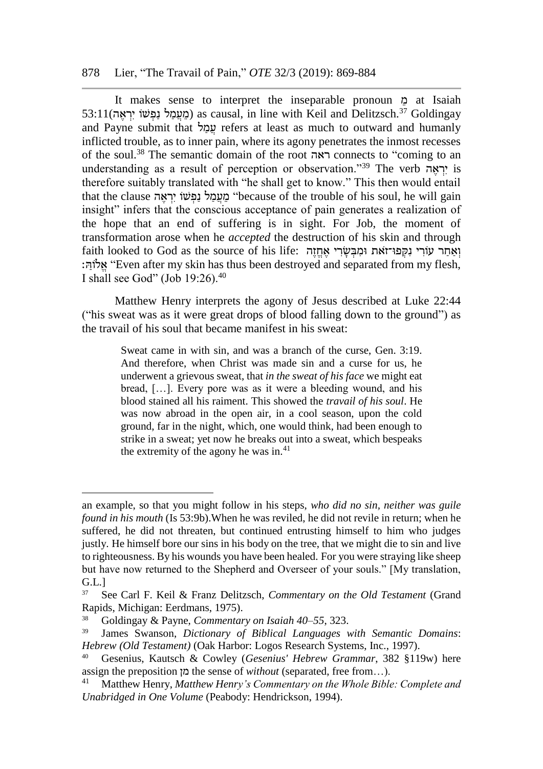It makes sense to interpret the inseparable pronoun מֵ at Isaiah 53:11(מֵעֲמַל נַפְשׁוֹ יִרְאֶה) as causal, in line with Keil and Delitzsch.[37] Goldingay and Payne submit that עָמַל refers at least as much to outward and humanly inflicted trouble, as to inner pain, where its agony penetrates the inmost recesses of the soul.[38] The semantic domain of the root ראה connects to "coming to an understanding as a result of perception or observation."[39] The verb יִרְאֶה is therefore suitably translated with "he shall get to know." This then would entail that the clause מֵעֲמַל נַפְשׁוֹ יִרְאֶה "because of the trouble of his soul, he will gain insight" infers that the conscious acceptance of pain generates a realization of the hope that an end of suffering is in sight. For Job, the moment of transformation arose when he *accepted* the destruction of his skin and through faith looked to God as the source of his life: וְאַחַר עוֹרִי נִקְּפוּ־זֹאת וּמִבְּשָׂרִי אֶחֱזֶה אֱלוֹהַּ׃ "Even after my skin has thus been destroyed and separated from my flesh, I shall see God" (Job 19:26).[40]

Matthew Henry interprets the agony of Jesus described at Luke 22:44 ("his sweat was as it were great drops of blood falling down to the ground") as the travail of his soul that became manifest in his sweat:

> Sweat came in with sin, and was a branch of the curse, Gen. 3:19. And therefore, when Christ was made sin and a curse for us, he underwent a grievous sweat, that *in the sweat of his face* we might eat bread, […]. Every pore was as it were a bleeding wound, and his blood stained all his raiment. This showed the *travail of his soul*. He was now abroad in the open air, in a cool season, upon the cold ground, far in the night, which, one would think, had been enough to strike in a sweat; yet now he breaks out into a sweat, which bespeaks the extremity of the agony he was in.[41]

---

an example, so that you might follow in his steps, *who did no sin, neither was guile found in his mouth* (Is 53:9b).When he was reviled, he did not revile in return; when he suffered, he did not threaten, but continued entrusting himself to him who judges justly. He himself bore our sins in his body on the tree, that we might die to sin and live to righteousness. By his wounds you have been healed. For you were straying like sheep but have now returned to the Shepherd and Overseer of your souls." [My translation, G.L.]

[37] See Carl F. Keil & Franz Delitzsch, *Commentary on the Old Testament* (Grand Rapids, Michigan: Eerdmans, 1975).

[38] Goldingay & Payne, *Commentary on Isaiah 40–55*, 323.

[39] James Swanson, *Dictionary of Biblical Languages with Semantic Domains*: *Hebrew (Old Testament)* (Oak Harbor: Logos Research Systems, Inc., 1997).

[40] Gesenius, Kautsch & Cowley (*Gesenius' Hebrew Grammar*, 382 §119w) here assign the preposition מִן the sense of *without* (separated, free from…).

[41] Matthew Henry, *Matthew Henry's Commentary on the Whole Bible: Complete and Unabridged in One Volume* (Peabody: Hendrickson, 1994).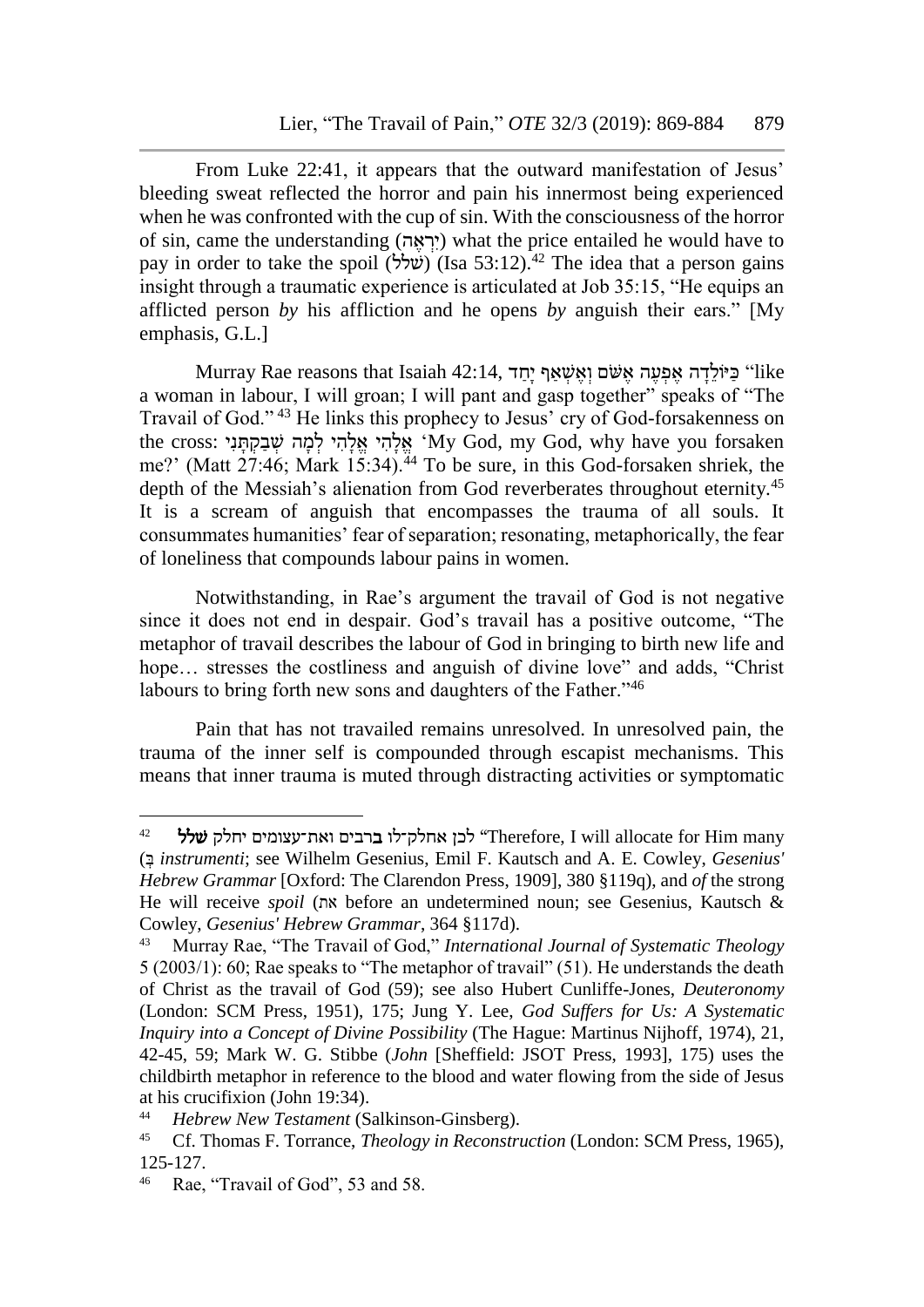From Luke 22:41, it appears that the outward manifestation of Jesus' bleeding sweat reflected the horror and pain his innermost being experienced when he was confronted with the cup of sin. With the consciousness of the horror of sin, came the understanding (יִרְאֶה) what the price entailed he would have to pay in order to take the spoil (שׁלל) (Isa 53:12).[42] The idea that a person gains insight through a traumatic experience is articulated at Job 35:15, "He equips an afflicted person *by* his affliction and he opens *by* anguish their ears." [My emphasis, G.L.]

Murray Rae reasons that Isaiah 42:14, כַּיּוֹלֵדָה אֶפְעֶה אֶשֹּׁם וְאֶשְׁאַף יָחַד "like a woman in labour, I will groan; I will pant and gasp together" speaks of "The Travail of God."[43] He links this prophecy to Jesus' cry of God-forsakenness on the cross: אֱלֹהַי אֱלֹהַי לָמָה שְׁבַקְתָּנִי 'My God, my God, why have you forsaken me?' (Matt 27:46; Mark 15:34).[44] To be sure, in this God-forsaken shriek, the depth of the Messiah's alienation from God reverberates throughout eternity.[45] It is a scream of anguish that encompasses the trauma of all souls. It consummates humanities' fear of separation; resonating, metaphorically, the fear of loneliness that compounds labour pains in women.

Notwithstanding, in Rae's argument the travail of God is not negative since it does not end in despair. God's travail has a positive outcome, "The metaphor of travail describes the labour of God in bringing to birth new life and hope… stresses the costliness and anguish of divine love" and adds, "Christ labours to bring forth new sons and daughters of the Father."[46]

Pain that has not travailed remains unresolved. In unresolved pain, the trauma of the inner self is compounded through escapist mechanisms. This means that inner trauma is muted through distracting activities or symptomatic

---

[42] לכן אחלק־לו **ב**רבים ואת־עצומים יחלק **שלל** "Therefore, I will allocate for Him many (בְּ *instrumenti*; see Wilhelm Gesenius, Emil F. Kautsch and A. E. Cowley, *Gesenius' Hebrew Grammar* [Oxford: The Clarendon Press, 1909], 380 §119q), and *of* the strong He will receive *spoil* (את before an undetermined noun; see Gesenius, Kautsch & Cowley, *Gesenius' Hebrew Grammar*, 364 §117d).

[43] Murray Rae, "The Travail of God," *International Journal of Systematic Theology* 5 (2003/1): 60; Rae speaks to "The metaphor of travail" (51). He understands the death of Christ as the travail of God (59); see also Hubert Cunliffe-Jones, *Deuteronomy* (London: SCM Press, 1951), 175; Jung Y. Lee, *God Suffers for Us: A Systematic Inquiry into a Concept of Divine Possibility* (The Hague: Martinus Nijhoff, 1974), 21, 42-45, 59; Mark W. G. Stibbe (*John* [Sheffield: JSOT Press, 1993], 175) uses the childbirth metaphor in reference to the blood and water flowing from the side of Jesus at his crucifixion (John 19:34).

[44] *Hebrew New Testament* (Salkinson-Ginsberg).

[45] Cf. Thomas F. Torrance, *Theology in Reconstruction* (London: SCM Press, 1965), 125-127.

[46] Rae, "Travail of God", 53 and 58.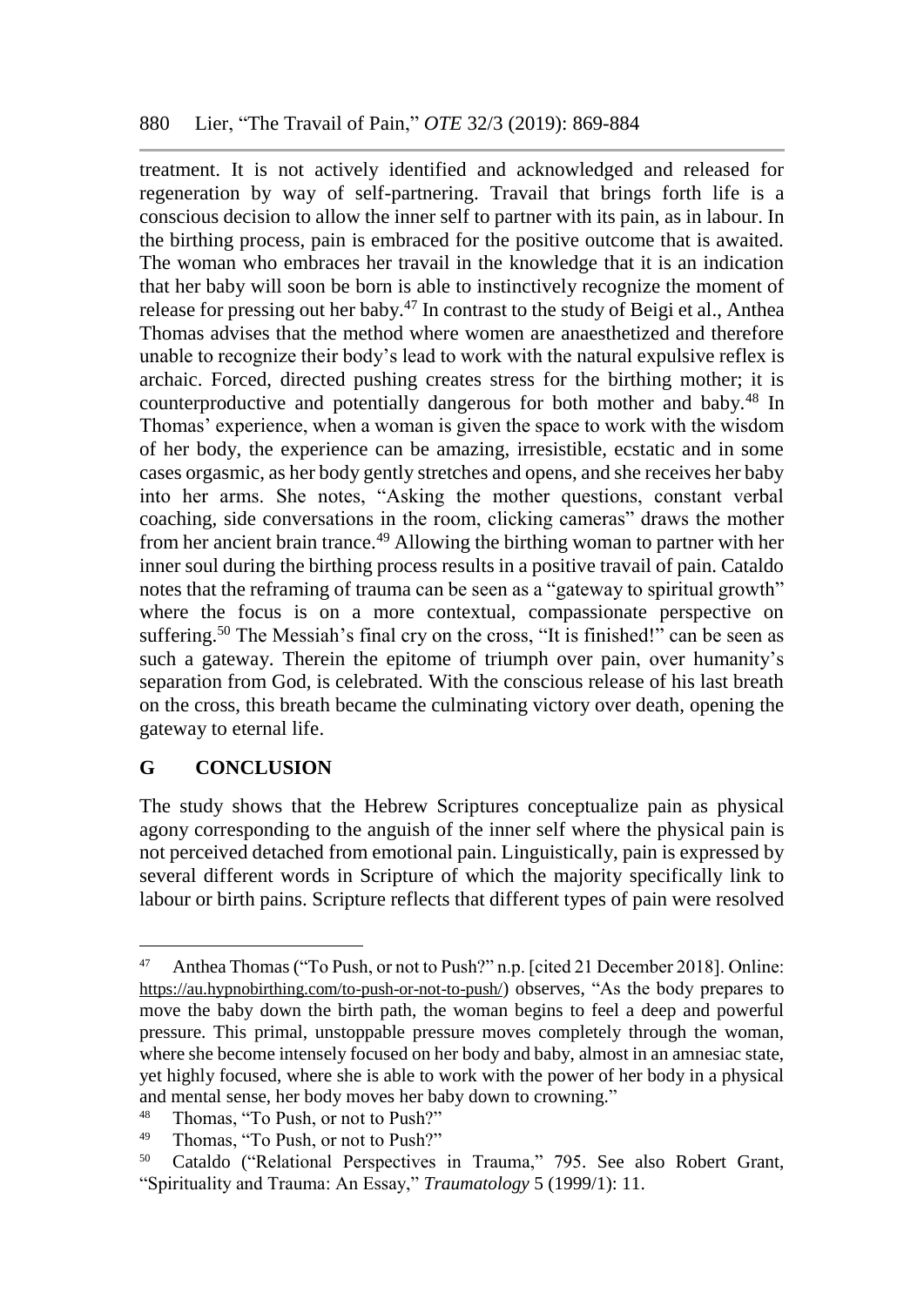treatment. It is not actively identified and acknowledged and released for regeneration by way of self-partnering. Travail that brings forth life is a conscious decision to allow the inner self to partner with its pain, as in labour. In the birthing process, pain is embraced for the positive outcome that is awaited. The woman who embraces her travail in the knowledge that it is an indication that her baby will soon be born is able to instinctively recognize the moment of release for pressing out her baby.[47] In contrast to the study of Beigi et al., Anthea Thomas advises that the method where women are anaesthetized and therefore unable to recognize their body's lead to work with the natural expulsive reflex is archaic. Forced, directed pushing creates stress for the birthing mother; it is counterproductive and potentially dangerous for both mother and baby.[48] In Thomas' experience, when a woman is given the space to work with the wisdom of her body, the experience can be amazing, irresistible, ecstatic and in some cases orgasmic, as her body gently stretches and opens, and she receives her baby into her arms. She notes, "Asking the mother questions, constant verbal coaching, side conversations in the room, clicking cameras" draws the mother from her ancient brain trance.[49] Allowing the birthing woman to partner with her inner soul during the birthing process results in a positive travail of pain. Cataldo notes that the reframing of trauma can be seen as a "gateway to spiritual growth" where the focus is on a more contextual, compassionate perspective on suffering.[50] The Messiah's final cry on the cross, "It is finished!" can be seen as such a gateway. Therein the epitome of triumph over pain, over humanity's separation from God, is celebrated. With the conscious release of his last breath on the cross, this breath became the culminating victory over death, opening the gateway to eternal life.

## G CONCLUSION

The study shows that the Hebrew Scriptures conceptualize pain as physical agony corresponding to the anguish of the inner self where the physical pain is not perceived detached from emotional pain. Linguistically, pain is expressed by several different words in Scripture of which the majority specifically link to labour or birth pains. Scripture reflects that different types of pain were resolved

---

[47] Anthea Thomas ("To Push, or not to Push?" n.p. [cited 21 December 2018]. Online: https://au.hypnobirthing.com/to-push-or-not-to-push/) observes, "As the body prepares to move the baby down the birth path, the woman begins to feel a deep and powerful pressure. This primal, unstoppable pressure moves completely through the woman, where she become intensely focused on her body and baby, almost in an amnesiac state, yet highly focused, where she is able to work with the power of her body in a physical and mental sense, her body moves her baby down to crowning."

[48] Thomas, "To Push, or not to Push?"

[49] Thomas, "To Push, or not to Push?"

[50] Cataldo ("Relational Perspectives in Trauma," 795. See also Robert Grant, "Spirituality and Trauma: An Essay," *Traumatology* 5 (1999/1): 11.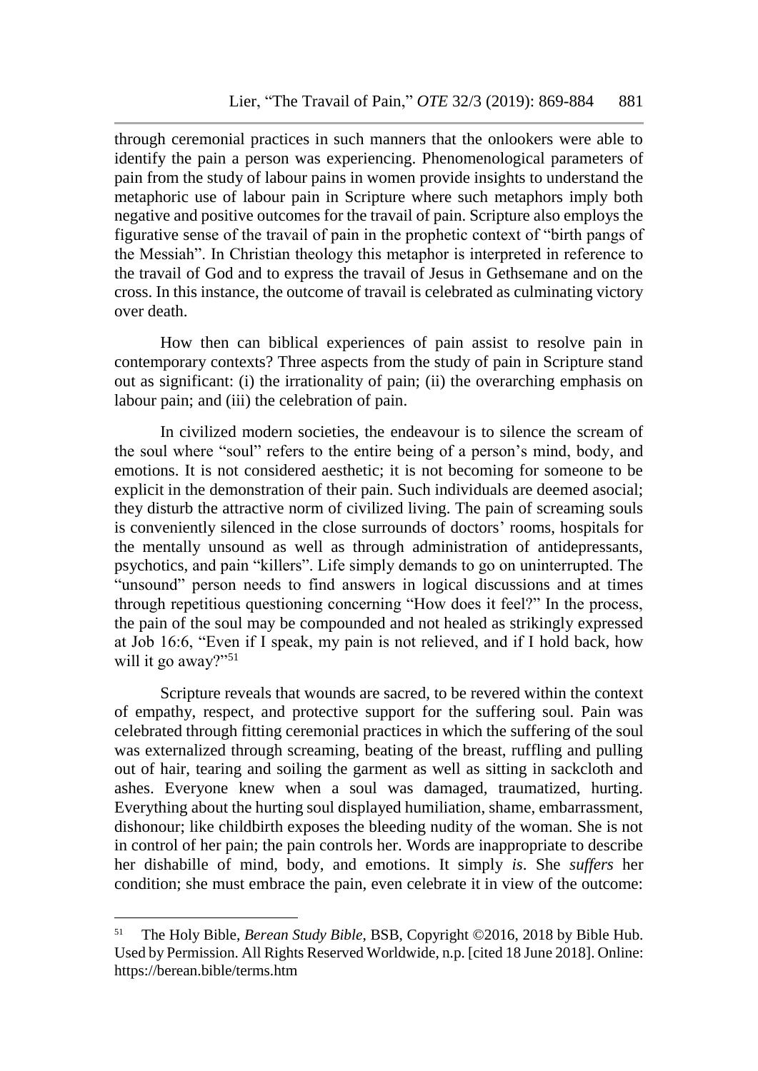through ceremonial practices in such manners that the onlookers were able to identify the pain a person was experiencing. Phenomenological parameters of pain from the study of labour pains in women provide insights to understand the metaphoric use of labour pain in Scripture where such metaphors imply both negative and positive outcomes for the travail of pain. Scripture also employs the figurative sense of the travail of pain in the prophetic context of "birth pangs of the Messiah". In Christian theology this metaphor is interpreted in reference to the travail of God and to express the travail of Jesus in Gethsemane and on the cross. In this instance, the outcome of travail is celebrated as culminating victory over death.

How then can biblical experiences of pain assist to resolve pain in contemporary contexts? Three aspects from the study of pain in Scripture stand out as significant: (i) the irrationality of pain; (ii) the overarching emphasis on labour pain; and (iii) the celebration of pain.

In civilized modern societies, the endeavour is to silence the scream of the soul where "soul" refers to the entire being of a person's mind, body, and emotions. It is not considered aesthetic; it is not becoming for someone to be explicit in the demonstration of their pain. Such individuals are deemed asocial; they disturb the attractive norm of civilized living. The pain of screaming souls is conveniently silenced in the close surrounds of doctors' rooms, hospitals for the mentally unsound as well as through administration of antidepressants, psychotics, and pain "killers". Life simply demands to go on uninterrupted. The "unsound" person needs to find answers in logical discussions and at times through repetitious questioning concerning "How does it feel?" In the process, the pain of the soul may be compounded and not healed as strikingly expressed at Job 16:6, "Even if I speak, my pain is not relieved, and if I hold back, how will it go away?"[51]

Scripture reveals that wounds are sacred, to be revered within the context of empathy, respect, and protective support for the suffering soul. Pain was celebrated through fitting ceremonial practices in which the suffering of the soul was externalized through screaming, beating of the breast, ruffling and pulling out of hair, tearing and soiling the garment as well as sitting in sackcloth and ashes. Everyone knew when a soul was damaged, traumatized, hurting. Everything about the hurting soul displayed humiliation, shame, embarrassment, dishonour; like childbirth exposes the bleeding nudity of the woman. She is not in control of her pain; the pain controls her. Words are inappropriate to describe her dishabille of mind, body, and emotions. It simply *is*. She *suffers* her condition; she must embrace the pain, even celebrate it in view of the outcome:

---

[51] The Holy Bible, *Berean Study Bible*, BSB, Copyright ©2016, 2018 by Bible Hub. Used by Permission. All Rights Reserved Worldwide, n.p. [cited 18 June 2018]. Online: https://berean.bible/terms.htm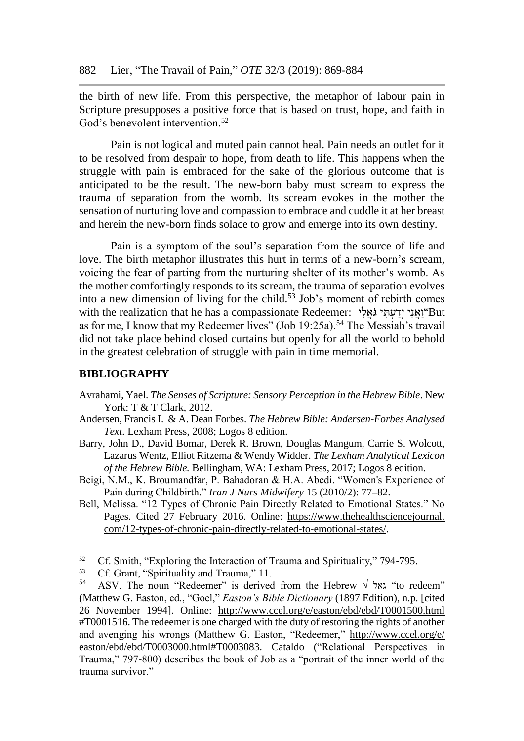the birth of new life. From this perspective, the metaphor of labour pain in Scripture presupposes a positive force that is based on trust, hope, and faith in God's benevolent intervention.[52]

Pain is not logical and muted pain cannot heal. Pain needs an outlet for it to be resolved from despair to hope, from death to life. This happens when the struggle with pain is embraced for the sake of the glorious outcome that is anticipated to be the result. The new-born baby must scream to express the trauma of separation from the womb. Its scream evokes in the mother the sensation of nurturing love and compassion to embrace and cuddle it at her breast and herein the new-born finds solace to grow and emerge into its own destiny.

Pain is a symptom of the soul's separation from the source of life and love. The birth metaphor illustrates this hurt in terms of a new-born's scream, voicing the fear of parting from the nurturing shelter of its mother's womb. As the mother comfortingly responds to its scream, the trauma of separation evolves into a new dimension of living for the child.[53] Job's moment of rebirth comes with the realization that he has a compassionate Redeemer: וַאֲנִי יָדַעְתִּי גֹּאֲלִי "But as for me, I know that my Redeemer lives" (Job 19:25a).[54] The Messiah's travail did not take place behind closed curtains but openly for all the world to behold in the greatest celebration of struggle with pain in time memorial.

## BIBLIOGRAPHY

Avrahami, Yael. *The Senses of Scripture: Sensory Perception in the Hebrew Bible*. New York: T & T Clark, 2012.

Andersen, Francis I. & A. Dean Forbes. *The Hebrew Bible: Andersen-Forbes Analysed Text*. Lexham Press, 2008; Logos 8 edition.

Barry, John D., David Bomar, Derek R. Brown, Douglas Mangum, Carrie S. Wolcott, Lazarus Wentz, Elliot Ritzema & Wendy Widder. *The Lexham Analytical Lexicon of the Hebrew Bible.* Bellingham, WA: Lexham Press, 2017; Logos 8 edition.

Beigi, N.M., K. Broumandfar, P. Bahadoran & H.A. Abedi. "Women's Experience of Pain during Childbirth." *Iran J Nurs Midwifery* 15 (2010/2): 77–82.

Bell, Melissa. "12 Types of Chronic Pain Directly Related to Emotional States." No Pages. Cited 27 February 2016. Online: https://www.thehealthsciencejournal.com/12-types-of-chronic-pain-directly-related-to-emotional-states/.

---

[52] Cf. Smith, "Exploring the Interaction of Trauma and Spirituality," 794-795.

[53] Cf. Grant, "Spirituality and Trauma," 11.

[54] ASV. The noun "Redeemer" is derived from the Hebrew √ גאל "to redeem" (Matthew G. Easton, ed., "Goel," *Easton's Bible Dictionary* (1897 Edition), n.p. [cited 26 November 1994]. Online: http://www.ccel.org/e/easton/ebd/ebd/T0001500.html#T0001516. The redeemer is one charged with the duty of restoring the rights of another and avenging his wrongs (Matthew G. Easton, "Redeemer," http://www.ccel.org/e/easton/ebd/ebd/T0003000.html#T0003083. Cataldo ("Relational Perspectives in Trauma," 797-800) describes the book of Job as a "portrait of the inner world of the trauma survivor."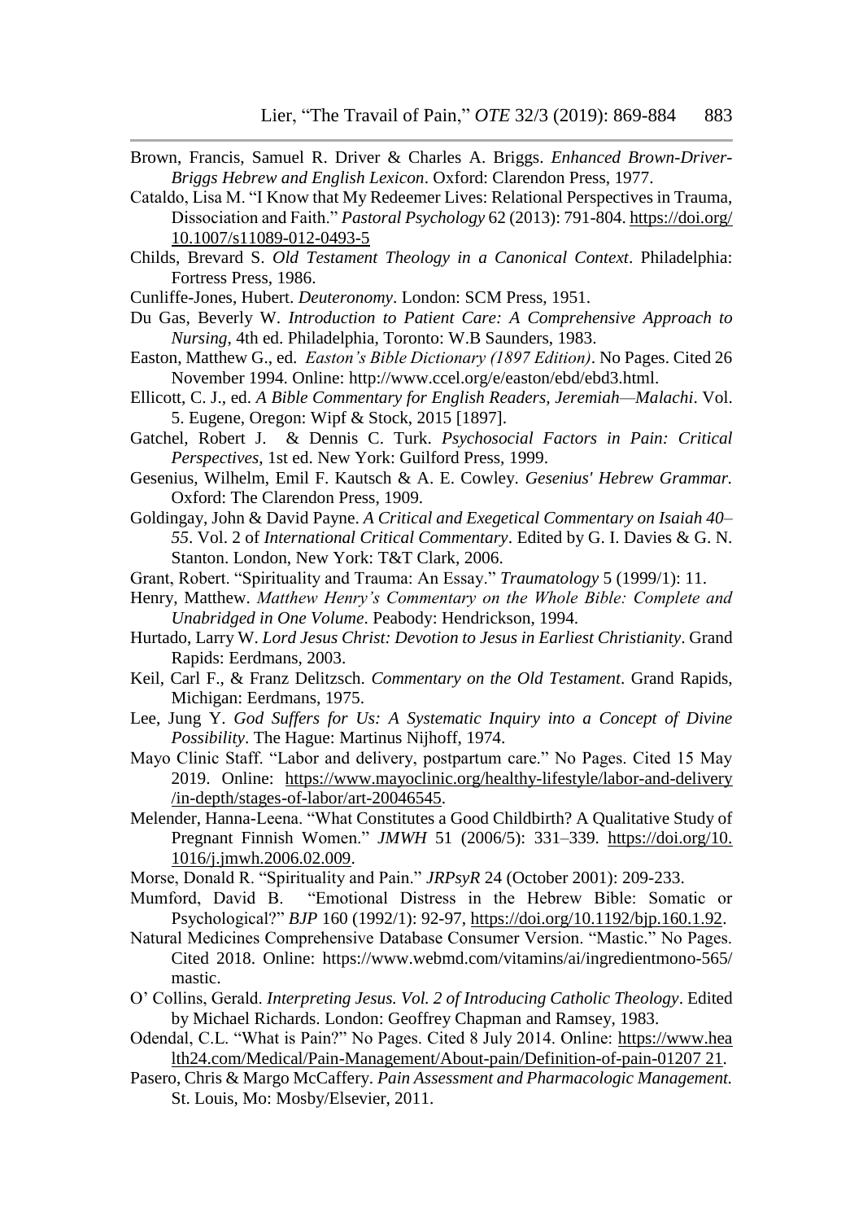Brown, Francis, Samuel R. Driver & Charles A. Briggs. *Enhanced Brown-Driver-Briggs Hebrew and English Lexicon*. Oxford: Clarendon Press, 1977.

Cataldo, Lisa M. "I Know that My Redeemer Lives: Relational Perspectives in Trauma, Dissociation and Faith." *Pastoral Psychology* 62 (2013): 791-804. https://doi.org/10.1007/s11089-012-0493-5

Childs, Brevard S. *Old Testament Theology in a Canonical Context*. Philadelphia: Fortress Press, 1986.

Cunliffe-Jones, Hubert. *Deuteronomy*. London: SCM Press, 1951.

Du Gas, Beverly W. *Introduction to Patient Care: A Comprehensive Approach to Nursing*, 4th ed. Philadelphia, Toronto: W.B Saunders, 1983.

Easton, Matthew G., ed. *Easton's Bible Dictionary (1897 Edition)*. No Pages. Cited 26 November 1994. Online: http://www.ccel.org/e/easton/ebd/ebd3.html.

Ellicott, C. J., ed. *A Bible Commentary for English Readers, Jeremiah—Malachi*. Vol. 5. Eugene, Oregon: Wipf & Stock, 2015 [1897].

Gatchel, Robert J. & Dennis C. Turk. *Psychosocial Factors in Pain: Critical Perspectives*, 1st ed. New York: Guilford Press, 1999.

Gesenius, Wilhelm, Emil F. Kautsch & A. E. Cowley. *Gesenius' Hebrew Grammar.* Oxford: The Clarendon Press, 1909.

Goldingay, John & David Payne. *A Critical and Exegetical Commentary on Isaiah 40–55*. Vol. 2 of *International Critical Commentary*. Edited by G. I. Davies & G. N. Stanton. London, New York: T&T Clark, 2006.

Grant, Robert. "Spirituality and Trauma: An Essay." *Traumatology* 5 (1999/1): 11.

Henry, Matthew. *Matthew Henry's Commentary on the Whole Bible: Complete and Unabridged in One Volume*. Peabody: Hendrickson, 1994.

Hurtado, Larry W. *Lord Jesus Christ: Devotion to Jesus in Earliest Christianity*. Grand Rapids: Eerdmans, 2003.

Keil, Carl F., & Franz Delitzsch. *Commentary on the Old Testament*. Grand Rapids, Michigan: Eerdmans, 1975.

Lee, Jung Y. *God Suffers for Us: A Systematic Inquiry into a Concept of Divine Possibility*. The Hague: Martinus Nijhoff, 1974.

Mayo Clinic Staff. "Labor and delivery, postpartum care." No Pages. Cited 15 May 2019. Online: https://www.mayoclinic.org/healthy-lifestyle/labor-and-delivery/in-depth/stages-of-labor/art-20046545.

Melender, Hanna-Leena. "What Constitutes a Good Childbirth? A Qualitative Study of Pregnant Finnish Women." *JMWH* 51 (2006/5): 331–339. https://doi.org/10.1016/j.jmwh.2006.02.009.

Morse, Donald R. "Spirituality and Pain." *JRPsyR* 24 (October 2001): 209-233.

Mumford, David B. "Emotional Distress in the Hebrew Bible: Somatic or Psychological?" *BJP* 160 (1992/1): 92-97, https://doi.org/10.1192/bjp.160.1.92.

Natural Medicines Comprehensive Database Consumer Version. "Mastic." No Pages. Cited 2018. Online: https://www.webmd.com/vitamins/ai/ingredientmono-565/mastic.

O' Collins, Gerald. *Interpreting Jesus. Vol. 2 of Introducing Catholic Theology*. Edited by Michael Richards. London: Geoffrey Chapman and Ramsey, 1983.

Odendal, C.L. "What is Pain?" No Pages. Cited 8 July 2014. Online: https://www.health24.com/Medical/Pain-Management/About-pain/Definition-of-pain-01207 21.

Pasero, Chris & Margo McCaffery. *Pain Assessment and Pharmacologic Management.* St. Louis, Mo: Mosby/Elsevier, 2011.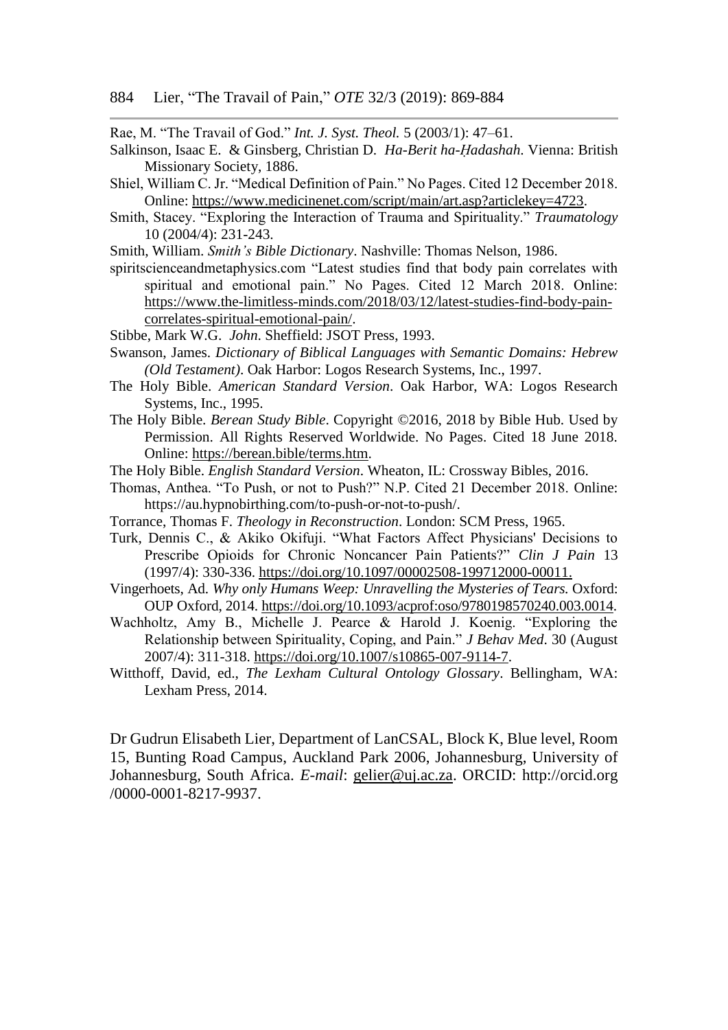Rae, M. "The Travail of God." *Int. J. Syst. Theol.* 5 (2003/1): 47–61.

Salkinson, Isaac E. & Ginsberg, Christian D. *Ha-Berit ha-Ḥadashah*. Vienna: British Missionary Society, 1886.

Shiel, William C. Jr. "Medical Definition of Pain." No Pages. Cited 12 December 2018. Online: https://www.medicinenet.com/script/main/art.asp?articlekey=4723.

Smith, Stacey. "Exploring the Interaction of Trauma and Spirituality." *Traumatology* 10 (2004/4): 231-243.

Smith, William. *Smith's Bible Dictionary*. Nashville: Thomas Nelson, 1986.

spiritscienceandmetaphysics.com "Latest studies find that body pain correlates with spiritual and emotional pain." No Pages. Cited 12 March 2018. Online: https://www.the-limitless-minds.com/2018/03/12/latest-studies-find-body-pain-correlates-spiritual-emotional-pain/.

Stibbe, Mark W.G. *John*. Sheffield: JSOT Press, 1993.

Swanson, James. *Dictionary of Biblical Languages with Semantic Domains: Hebrew (Old Testament)*. Oak Harbor: Logos Research Systems, Inc., 1997.

The Holy Bible. *American Standard Version*. Oak Harbor, WA: Logos Research Systems, Inc., 1995.

The Holy Bible. *Berean Study Bible*. Copyright ©2016, 2018 by Bible Hub. Used by Permission. All Rights Reserved Worldwide. No Pages. Cited 18 June 2018. Online: https://berean.bible/terms.htm.

The Holy Bible. *English Standard Version*. Wheaton, IL: Crossway Bibles, 2016.

Thomas, Anthea. "To Push, or not to Push?" N.P. Cited 21 December 2018. Online: https://au.hypnobirthing.com/to-push-or-not-to-push/.

Torrance, Thomas F. *Theology in Reconstruction*. London: SCM Press, 1965.

Turk, Dennis C., & Akiko Okifuji. "What Factors Affect Physicians' Decisions to Prescribe Opioids for Chronic Noncancer Pain Patients?" *Clin J Pain* 13 (1997/4): 330-336. https://doi.org/10.1097/00002508-199712000-00011.

Vingerhoets, Ad. *Why only Humans Weep: Unravelling the Mysteries of Tears.* Oxford: OUP Oxford, 2014. https://doi.org/10.1093/acprof:oso/9780198570240.003.0014.

Wachholtz, Amy B., Michelle J. Pearce & Harold J. Koenig. "Exploring the Relationship between Spirituality, Coping, and Pain." *J Behav Med*. 30 (August 2007/4): 311-318. https://doi.org/10.1007/s10865-007-9114-7.

Witthoff, David, ed., *The Lexham Cultural Ontology Glossary*. Bellingham, WA: Lexham Press, 2014.

Dr Gudrun Elisabeth Lier, Department of LanCSAL, Block K, Blue level, Room 15, Bunting Road Campus, Auckland Park 2006, Johannesburg, University of Johannesburg, South Africa. *E-mail*: gelier@uj.ac.za. ORCID: http://orcid.org /0000-0001-8217-9937.